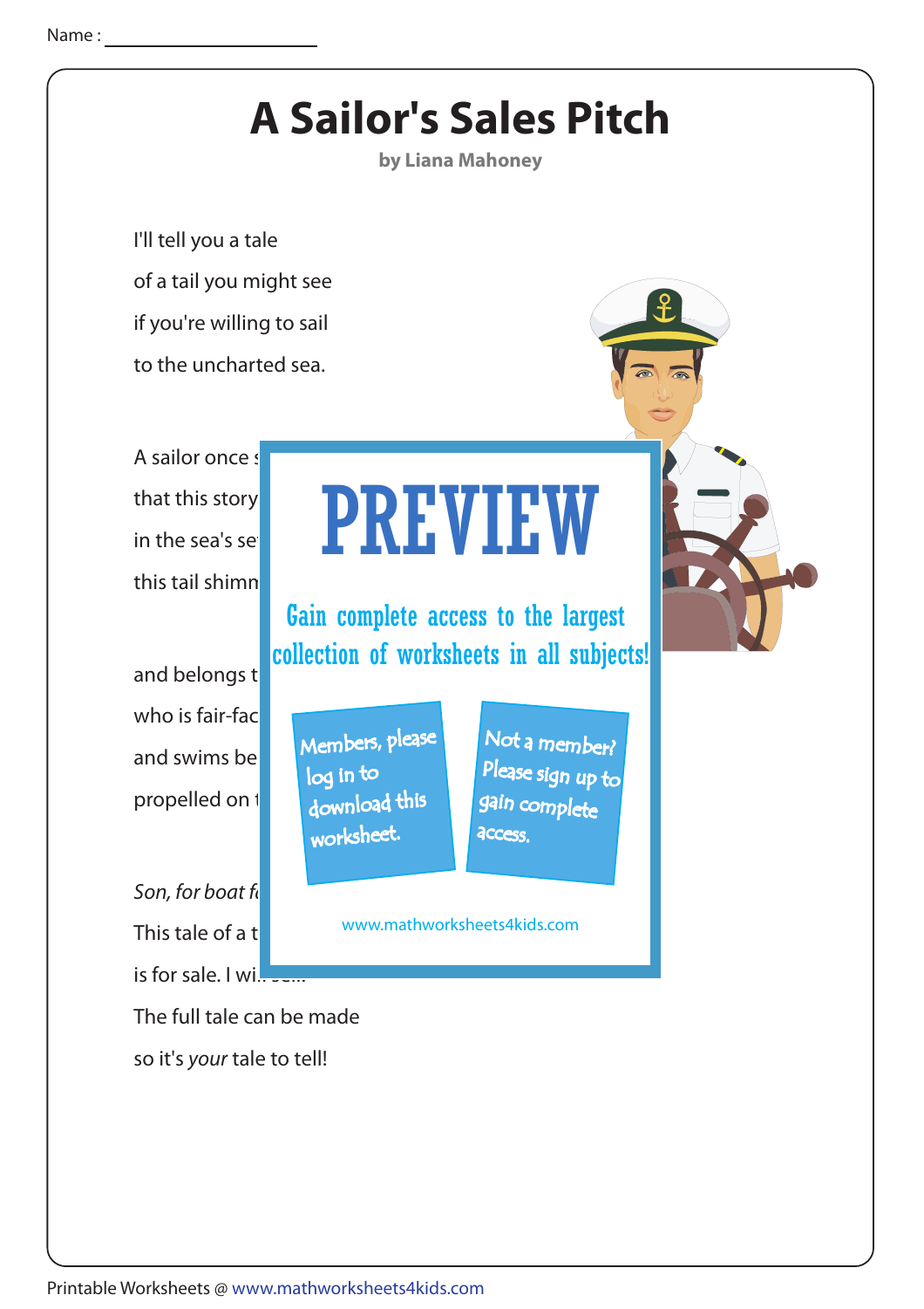Name :

# A Sailor's Sales Pitch

**by Liana Mahoney**

I'll tell you a tale

of a tail you might see

if you're willing to sail

to the uncharted sea.

A sailor once s

that this story

in the sea's se

this tail shimm

and belongs t

who is fair-fac

and swims be

propelled on t

*Son, for boat f*

This tale of a t

is for sale. I wi...

The full tale can be made

so it's *your* tale to tell!

PREVIEW

Gain complete access to the largest collection of worksheets in all subjects!

Members, please log in to download this worksheet.

Not a member? Please sign up to gain complete access.

www.mathworksheets4kids.com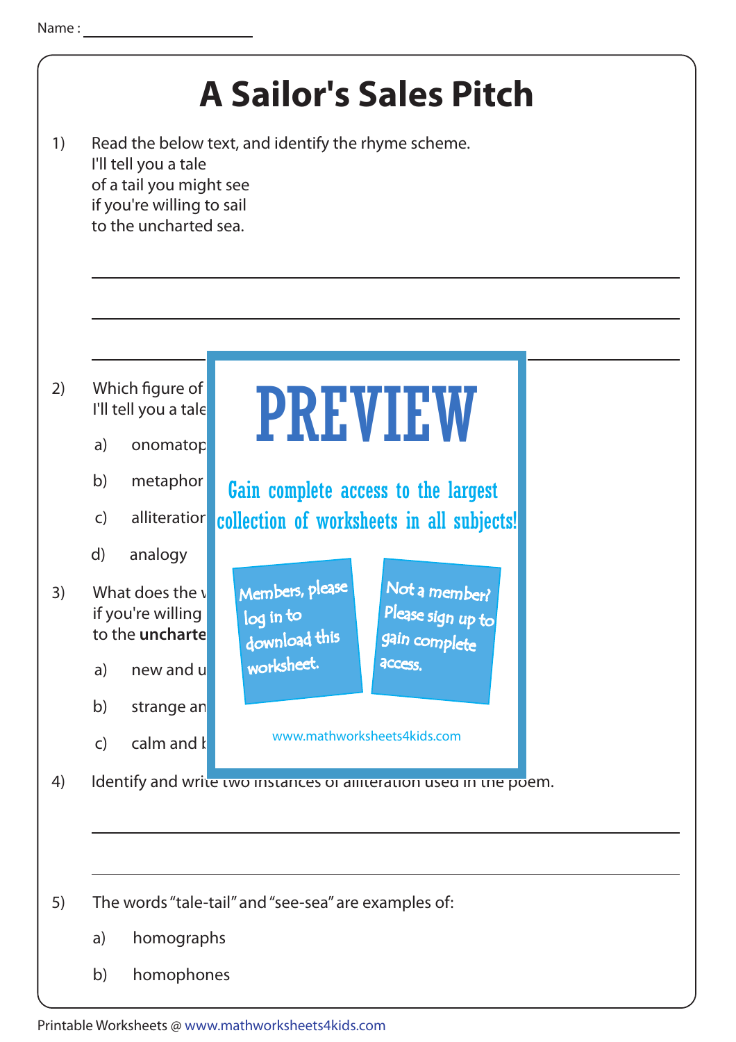Name : ____________________

# A Sailor's Sales Pitch

1) Read the below text, and identify the rhyme scheme.
   I'll tell you a tale
   of a tail you might see
   if you're willing to sail
   to the uncharted sea.

   ______________________________________________

   ______________________________________________

   ______________________________________________

2) Which figure of
   I'll tell you a tale

   a) onomatop

   b) metaphor

   c) alliteration

   d) analogy

3) What does the v
   if you're willing
   to the **uncharte**

   a) new and u

   b) strange an

   c) calm and b

PREVIEW

Gain complete access to the largest collection of worksheets in all subjects!

Members, please log in to download this worksheet.

Not a member? Please sign up to gain complete access.

www.mathworksheets4kids.com

4) Identify and write two instances of alliteration used in the poem.

   ______________________________________________

   ______________________________________________

5) The words "tale-tail" and "see-sea" are examples of:

   a) homographs

   b) homophones

Printable Worksheets @ www.mathworksheets4kids.com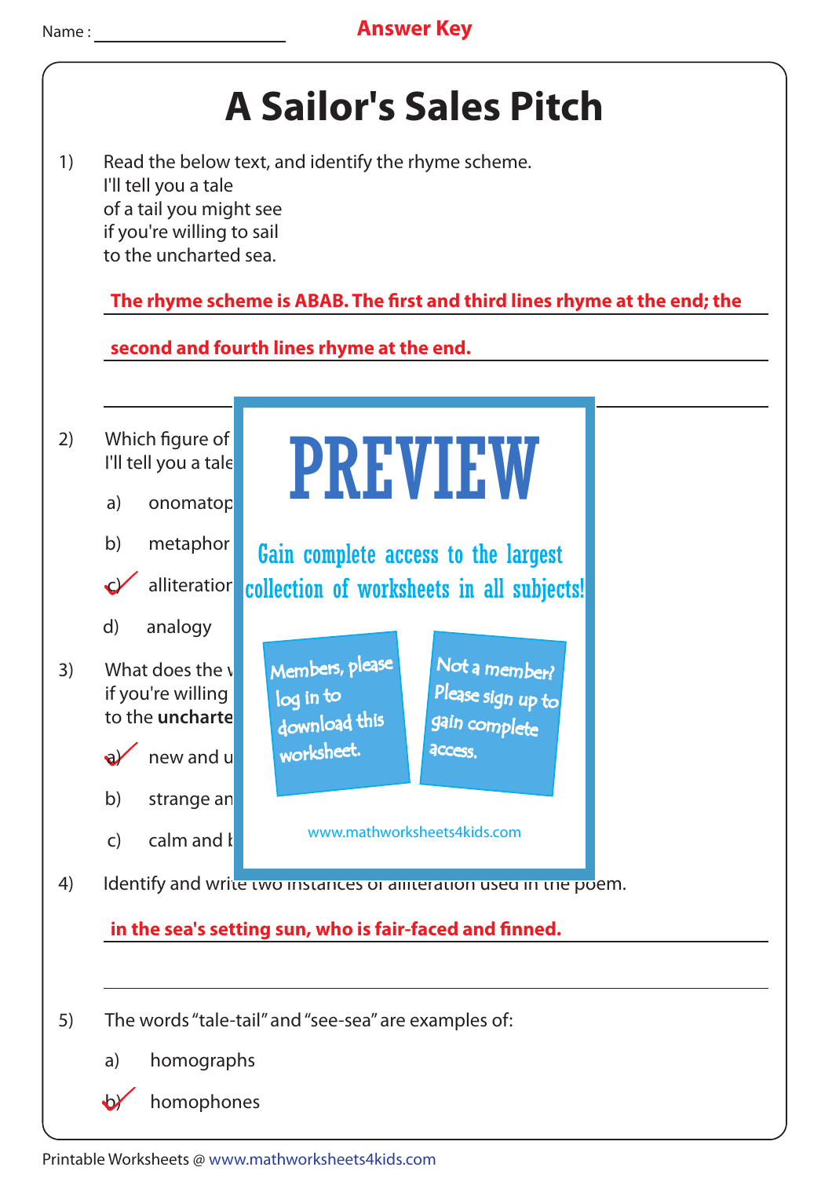Name : ____________________ **Answer Key**

# A Sailor's Sales Pitch

1) Read the below text, and identify the rhyme scheme.
I'll tell you a tale
of a tail you might see
if you're willing to sail
to the uncharted sea.

**The rhyme scheme is ABAB. The first and third lines rhyme at the end; the second and fourth lines rhyme at the end.**

2) Which figure of
I'll tell you a tale

a) onomatop
b) metaphor
c) ✓ alliteration
d) analogy

3) What does the w
if you're willing
to the **uncharte**

a) ✓ new and u
b) strange an
c) calm and b

PREVIEW

Gain complete access to the largest collection of worksheets in all subjects!

Members, please log in to download this worksheet.

Not a member? Please sign up to gain complete access.

www.mathworksheets4kids.com

4) Identify and write two instances of alliteration used in the poem.

**in the sea's setting sun, who is fair-faced and finned.**

5) The words "tale-tail" and "see-sea" are examples of:

a) homographs
b) ✓ homophones